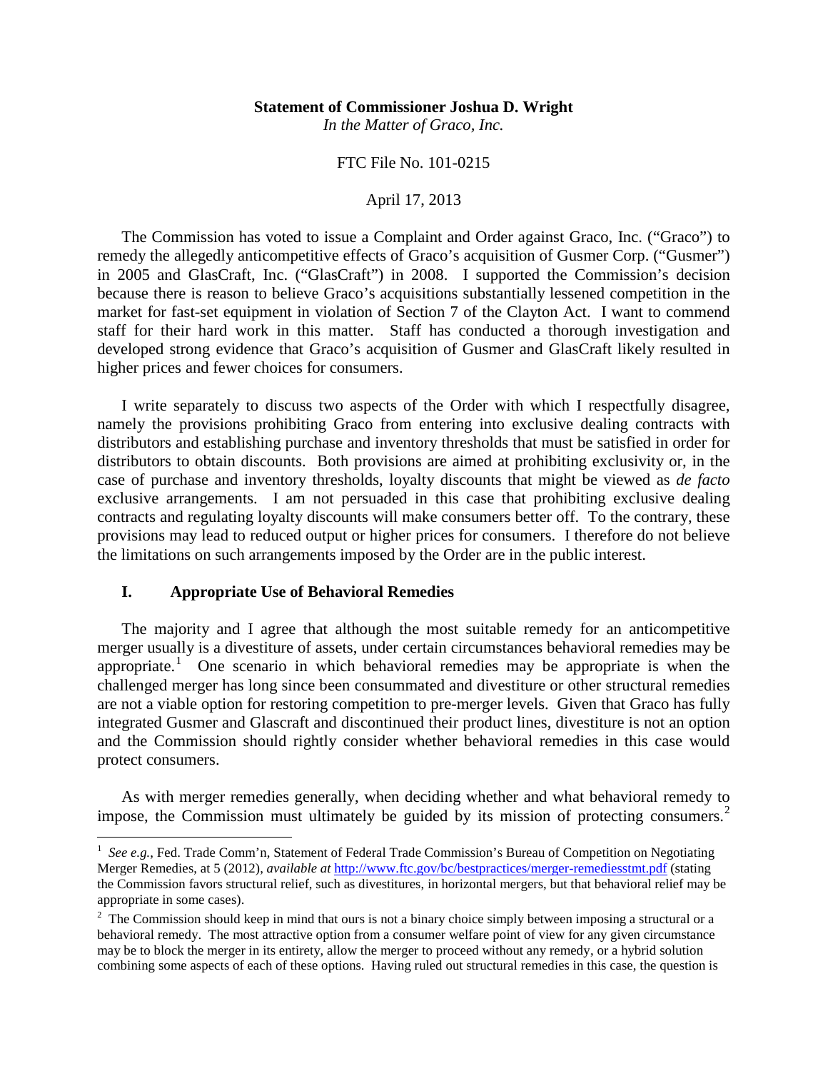**Statement of Commissioner Joshua D. Wright**

*In the Matter of Graco, Inc.*

FTC File No. 101-0215

April 17, 2013

The Commission has voted to issue a Complaint and Order against Graco, Inc. ("Graco") to remedy the allegedly anticompetitive effects of Graco's acquisition of Gusmer Corp. ("Gusmer") in 2005 and GlasCraft, Inc. ("GlasCraft") in 2008. I supported the Commission's decision because there is reason to believe Graco's acquisitions substantially lessened competition in the market for fast-set equipment in violation of Section 7 of the Clayton Act. I want to commend staff for their hard work in this matter. Staff has conducted a thorough investigation and developed strong evidence that Graco's acquisition of Gusmer and GlasCraft likely resulted in higher prices and fewer choices for consumers.

I write separately to discuss two aspects of the Order with which I respectfully disagree, namely the provisions prohibiting Graco from entering into exclusive dealing contracts with distributors and establishing purchase and inventory thresholds that must be satisfied in order for distributors to obtain discounts. Both provisions are aimed at prohibiting exclusivity or, in the case of purchase and inventory thresholds, loyalty discounts that might be viewed as *de facto* exclusive arrangements. I am not persuaded in this case that prohibiting exclusive dealing contracts and regulating loyalty discounts will make consumers better off. To the contrary, these provisions may lead to reduced output or higher prices for consumers. I therefore do not believe the limitations on such arrangements imposed by the Order are in the public interest.

## I. Appropriate Use of Behavioral Remedies

The majority and I agree that although the most suitable remedy for an anticompetitive merger usually is a divestiture of assets, under certain circumstances behavioral remedies may be appropriate.[1] One scenario in which behavioral remedies may be appropriate is when the challenged merger has long since been consummated and divestiture or other structural remedies are not a viable option for restoring competition to pre-merger levels. Given that Graco has fully integrated Gusmer and Glascraft and discontinued their product lines, divestiture is not an option and the Commission should rightly consider whether behavioral remedies in this case would protect consumers.

As with merger remedies generally, when deciding whether and what behavioral remedy to impose, the Commission must ultimately be guided by its mission of protecting consumers.[2]

---

[1] *See e.g.*, Fed. Trade Comm'n, Statement of Federal Trade Commission's Bureau of Competition on Negotiating Merger Remedies, at 5 (2012), *available at* http://www.ftc.gov/bc/bestpractices/merger-remediesstmt.pdf (stating the Commission favors structural relief, such as divestitures, in horizontal mergers, but that behavioral relief may be appropriate in some cases).

[2] The Commission should keep in mind that ours is not a binary choice simply between imposing a structural or a behavioral remedy. The most attractive option from a consumer welfare point of view for any given circumstance may be to block the merger in its entirety, allow the merger to proceed without any remedy, or a hybrid solution combining some aspects of each of these options. Having ruled out structural remedies in this case, the question is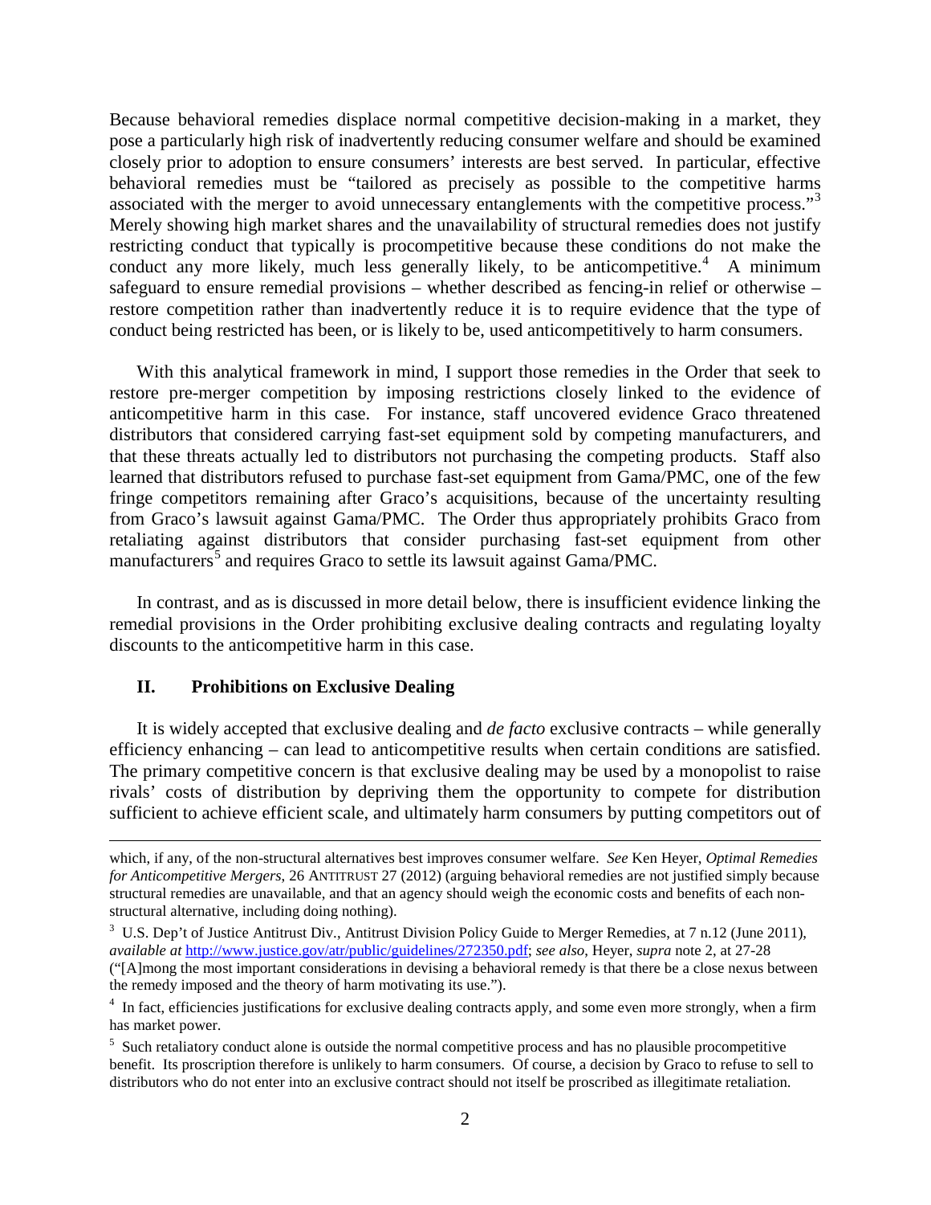Because behavioral remedies displace normal competitive decision-making in a market, they pose a particularly high risk of inadvertently reducing consumer welfare and should be examined closely prior to adoption to ensure consumers' interests are best served. In particular, effective behavioral remedies must be "tailored as precisely as possible to the competitive harms associated with the merger to avoid unnecessary entanglements with the competitive process."[3] Merely showing high market shares and the unavailability of structural remedies does not justify restricting conduct that typically is procompetitive because these conditions do not make the conduct any more likely, much less generally likely, to be anticompetitive.[4] A minimum safeguard to ensure remedial provisions – whether described as fencing-in relief or otherwise – restore competition rather than inadvertently reduce it is to require evidence that the type of conduct being restricted has been, or is likely to be, used anticompetitively to harm consumers.

With this analytical framework in mind, I support those remedies in the Order that seek to restore pre-merger competition by imposing restrictions closely linked to the evidence of anticompetitive harm in this case. For instance, staff uncovered evidence Graco threatened distributors that considered carrying fast-set equipment sold by competing manufacturers, and that these threats actually led to distributors not purchasing the competing products. Staff also learned that distributors refused to purchase fast-set equipment from Gama/PMC, one of the few fringe competitors remaining after Graco's acquisitions, because of the uncertainty resulting from Graco's lawsuit against Gama/PMC. The Order thus appropriately prohibits Graco from retaliating against distributors that consider purchasing fast-set equipment from other manufacturers[5] and requires Graco to settle its lawsuit against Gama/PMC.

In contrast, and as is discussed in more detail below, there is insufficient evidence linking the remedial provisions in the Order prohibiting exclusive dealing contracts and regulating loyalty discounts to the anticompetitive harm in this case.

## II. Prohibitions on Exclusive Dealing

It is widely accepted that exclusive dealing and *de facto* exclusive contracts – while generally efficiency enhancing – can lead to anticompetitive results when certain conditions are satisfied. The primary competitive concern is that exclusive dealing may be used by a monopolist to raise rivals' costs of distribution by depriving them the opportunity to compete for distribution sufficient to achieve efficient scale, and ultimately harm consumers by putting competitors out of

---

which, if any, of the non-structural alternatives best improves consumer welfare. *See* Ken Heyer, *Optimal Remedies for Anticompetitive Mergers*, 26 ANTITRUST 27 (2012) (arguing behavioral remedies are not justified simply because structural remedies are unavailable, and that an agency should weigh the economic costs and benefits of each non-structural alternative, including doing nothing).

[3] U.S. Dep't of Justice Antitrust Div., Antitrust Division Policy Guide to Merger Remedies, at 7 n.12 (June 2011), *available at* http://www.justice.gov/atr/public/guidelines/272350.pdf; *see also*, Heyer, *supra* note 2, at 27-28 ("[A]mong the most important considerations in devising a behavioral remedy is that there be a close nexus between the remedy imposed and the theory of harm motivating its use.").

[4] In fact, efficiencies justifications for exclusive dealing contracts apply, and some even more strongly, when a firm has market power.

[5] Such retaliatory conduct alone is outside the normal competitive process and has no plausible procompetitive benefit. Its proscription therefore is unlikely to harm consumers. Of course, a decision by Graco to refuse to sell to distributors who do not enter into an exclusive contract should not itself be proscribed as illegitimate retaliation.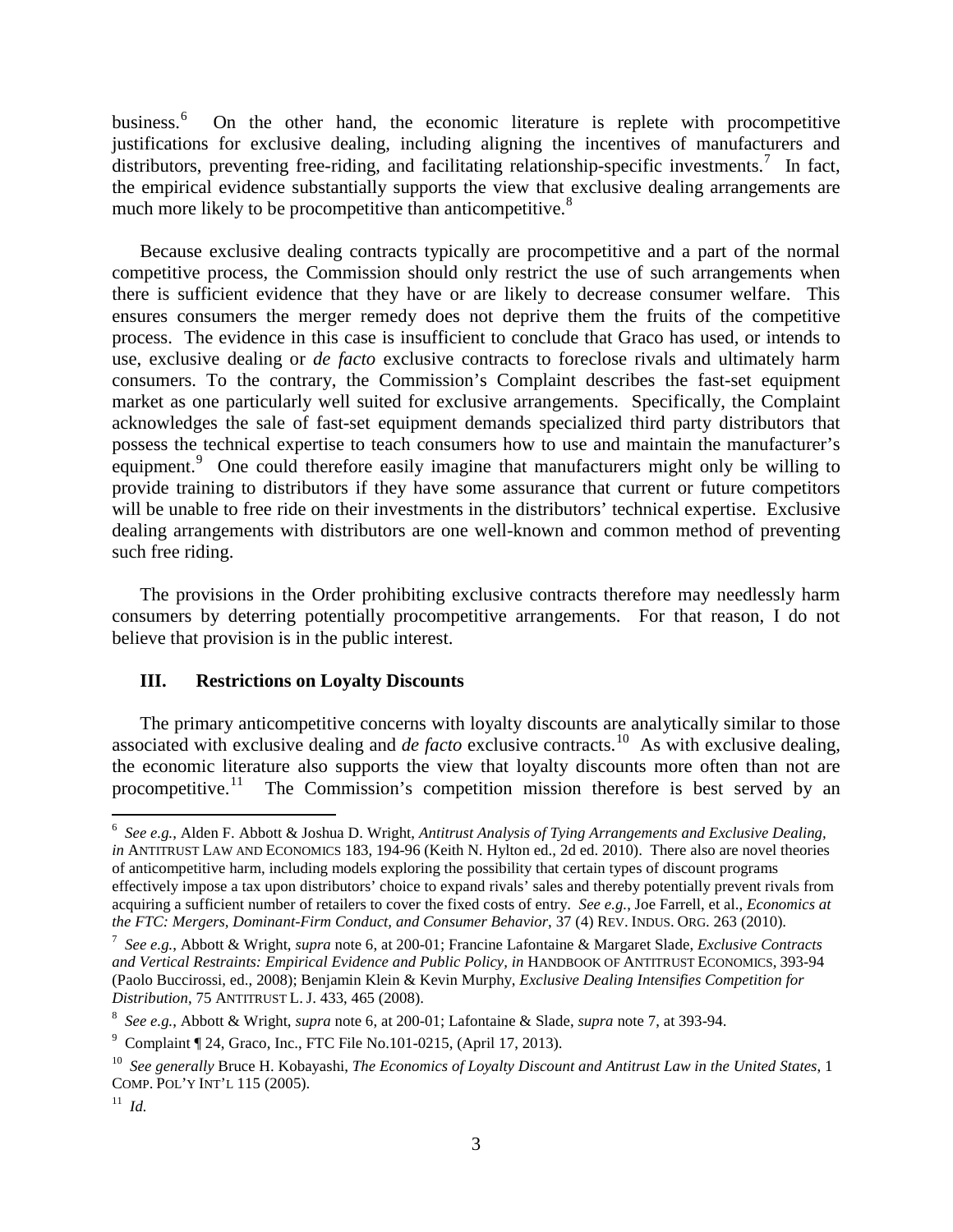business.[6] On the other hand, the economic literature is replete with procompetitive justifications for exclusive dealing, including aligning the incentives of manufacturers and distributors, preventing free-riding, and facilitating relationship-specific investments.[7] In fact, the empirical evidence substantially supports the view that exclusive dealing arrangements are much more likely to be procompetitive than anticompetitive.[8]

Because exclusive dealing contracts typically are procompetitive and a part of the normal competitive process, the Commission should only restrict the use of such arrangements when there is sufficient evidence that they have or are likely to decrease consumer welfare. This ensures consumers the merger remedy does not deprive them the fruits of the competitive process. The evidence in this case is insufficient to conclude that Graco has used, or intends to use, exclusive dealing or *de facto* exclusive contracts to foreclose rivals and ultimately harm consumers. To the contrary, the Commission's Complaint describes the fast-set equipment market as one particularly well suited for exclusive arrangements. Specifically, the Complaint acknowledges the sale of fast-set equipment demands specialized third party distributors that possess the technical expertise to teach consumers how to use and maintain the manufacturer's equipment.[9] One could therefore easily imagine that manufacturers might only be willing to provide training to distributors if they have some assurance that current or future competitors will be unable to free ride on their investments in the distributors' technical expertise. Exclusive dealing arrangements with distributors are one well-known and common method of preventing such free riding.

The provisions in the Order prohibiting exclusive contracts therefore may needlessly harm consumers by deterring potentially procompetitive arrangements. For that reason, I do not believe that provision is in the public interest.

## III. Restrictions on Loyalty Discounts

The primary anticompetitive concerns with loyalty discounts are analytically similar to those associated with exclusive dealing and *de facto* exclusive contracts.[10] As with exclusive dealing, the economic literature also supports the view that loyalty discounts more often than not are procompetitive.[11] The Commission's competition mission therefore is best served by an

---

[6] *See e.g.*, Alden F. Abbott & Joshua D. Wright, *Antitrust Analysis of Tying Arrangements and Exclusive Dealing*, *in* ANTITRUST LAW AND ECONOMICS 183, 194-96 (Keith N. Hylton ed., 2d ed. 2010). There also are novel theories of anticompetitive harm, including models exploring the possibility that certain types of discount programs effectively impose a tax upon distributors' choice to expand rivals' sales and thereby potentially prevent rivals from acquiring a sufficient number of retailers to cover the fixed costs of entry. *See e.g.*, Joe Farrell, et al., *Economics at the FTC: Mergers, Dominant-Firm Conduct, and Consumer Behavior*, 37 (4) REV. INDUS. ORG. 263 (2010).

[7] *See e.g.*, Abbott & Wright, *supra* note 6, at 200-01; Francine Lafontaine & Margaret Slade, *Exclusive Contracts and Vertical Restraints: Empirical Evidence and Public Policy*, *in* HANDBOOK OF ANTITRUST ECONOMICS, 393-94 (Paolo Buccirossi, ed., 2008); Benjamin Klein & Kevin Murphy, *Exclusive Dealing Intensifies Competition for Distribution*, 75 ANTITRUST L. J. 433, 465 (2008).

[8] *See e.g.*, Abbott & Wright, *supra* note 6, at 200-01; Lafontaine & Slade, *supra* note 7, at 393-94.

[9] Complaint ¶ 24, Graco, Inc., FTC File No.101-0215, (April 17, 2013).

[10] *See generally* Bruce H. Kobayashi, *The Economics of Loyalty Discount and Antitrust Law in the United States*, 1 COMP. POL'Y INT'L 115 (2005).

[11] *Id.*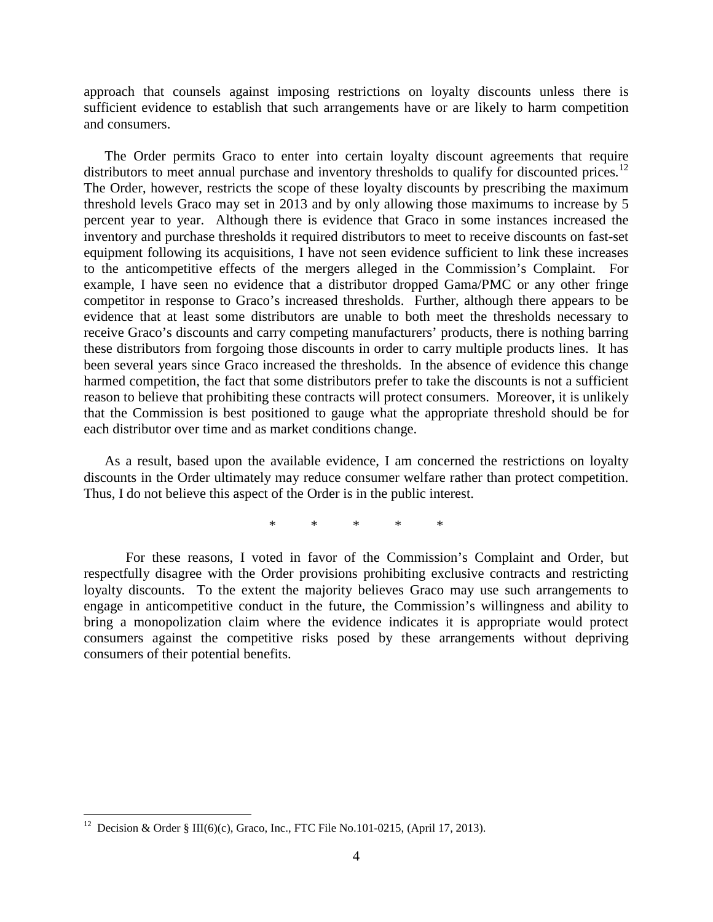approach that counsels against imposing restrictions on loyalty discounts unless there is sufficient evidence to establish that such arrangements have or are likely to harm competition and consumers.

The Order permits Graco to enter into certain loyalty discount agreements that require distributors to meet annual purchase and inventory thresholds to qualify for discounted prices.[12] The Order, however, restricts the scope of these loyalty discounts by prescribing the maximum threshold levels Graco may set in 2013 and by only allowing those maximums to increase by 5 percent year to year. Although there is evidence that Graco in some instances increased the inventory and purchase thresholds it required distributors to meet to receive discounts on fast-set equipment following its acquisitions, I have not seen evidence sufficient to link these increases to the anticompetitive effects of the mergers alleged in the Commission's Complaint. For example, I have seen no evidence that a distributor dropped Gama/PMC or any other fringe competitor in response to Graco's increased thresholds. Further, although there appears to be evidence that at least some distributors are unable to both meet the thresholds necessary to receive Graco's discounts and carry competing manufacturers' products, there is nothing barring these distributors from forgoing those discounts in order to carry multiple products lines. It has been several years since Graco increased the thresholds. In the absence of evidence this change harmed competition, the fact that some distributors prefer to take the discounts is not a sufficient reason to believe that prohibiting these contracts will protect consumers. Moreover, it is unlikely that the Commission is best positioned to gauge what the appropriate threshold should be for each distributor over time and as market conditions change.

As a result, based upon the available evidence, I am concerned the restrictions on loyalty discounts in the Order ultimately may reduce consumer welfare rather than protect competition. Thus, I do not believe this aspect of the Order is in the public interest.

\* \* \* \* \*

For these reasons, I voted in favor of the Commission's Complaint and Order, but respectfully disagree with the Order provisions prohibiting exclusive contracts and restricting loyalty discounts. To the extent the majority believes Graco may use such arrangements to engage in anticompetitive conduct in the future, the Commission's willingness and ability to bring a monopolization claim where the evidence indicates it is appropriate would protect consumers against the competitive risks posed by these arrangements without depriving consumers of their potential benefits.

---

[12] Decision & Order § III(6)(c), Graco, Inc., FTC File No.101-0215, (April 17, 2013).